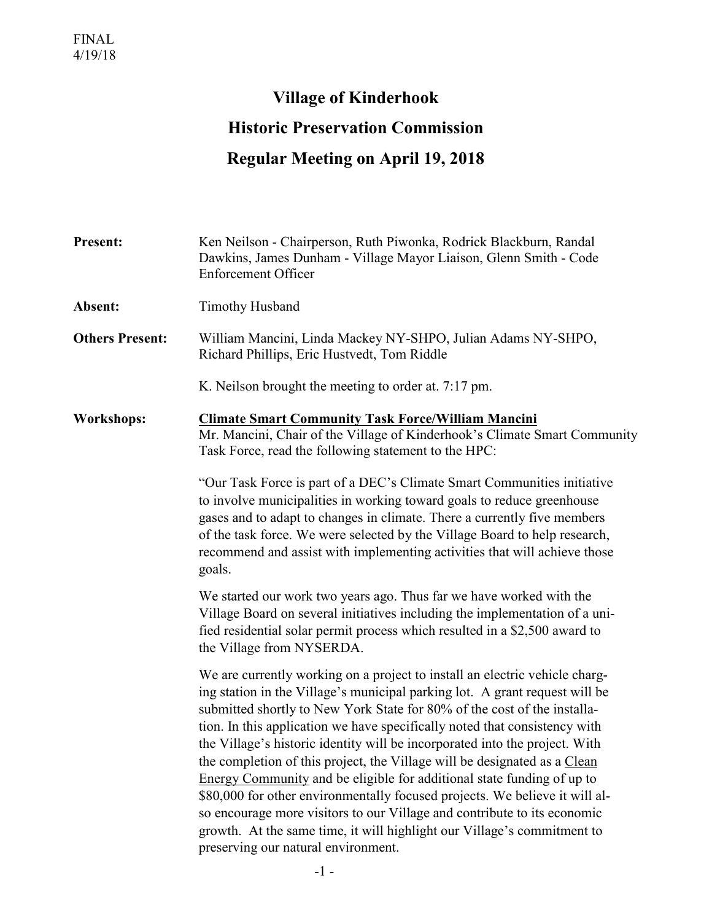FINAL
4/19/18

# Village of Kinderhook

# Historic Preservation Commission

# Regular Meeting on April 19, 2018

**Present:** Ken Neilson - Chairperson, Ruth Piwonka, Rodrick Blackburn, Randal Dawkins, James Dunham - Village Mayor Liaison, Glenn Smith - Code Enforcement Officer

**Absent:** Timothy Husband

**Others Present:** William Mancini, Linda Mackey NY-SHPO, Julian Adams NY-SHPO, Richard Phillips, Eric Hustvedt, Tom Riddle

K. Neilson brought the meeting to order at. 7:17 pm.

**Workshops:**

**<u>Climate Smart Community Task Force/William Mancini</u>**

Mr. Mancini, Chair of the Village of Kinderhook's Climate Smart Community Task Force, read the following statement to the HPC:

"Our Task Force is part of a DEC's Climate Smart Communities initiative to involve municipalities in working toward goals to reduce greenhouse gases and to adapt to changes in climate. There a currently five members of the task force. We were selected by the Village Board to help research, recommend and assist with implementing activities that will achieve those goals.

We started our work two years ago. Thus far we have worked with the Village Board on several initiatives including the implementation of a unified residential solar permit process which resulted in a $2,500 award to the Village from NYSERDA.

We are currently working on a project to install an electric vehicle charging station in the Village's municipal parking lot. A grant request will be submitted shortly to New York State for 80% of the cost of the installation. In this application we have specifically noted that consistency with the Village's historic identity will be incorporated into the project. With the completion of this project, the Village will be designated as a <u>Clean Energy Community</u> and be eligible for additional state funding of up to $80,000 for other environmentally focused projects. We believe it will also encourage more visitors to our Village and contribute to its economic growth. At the same time, it will highlight our Village's commitment to preserving our natural environment.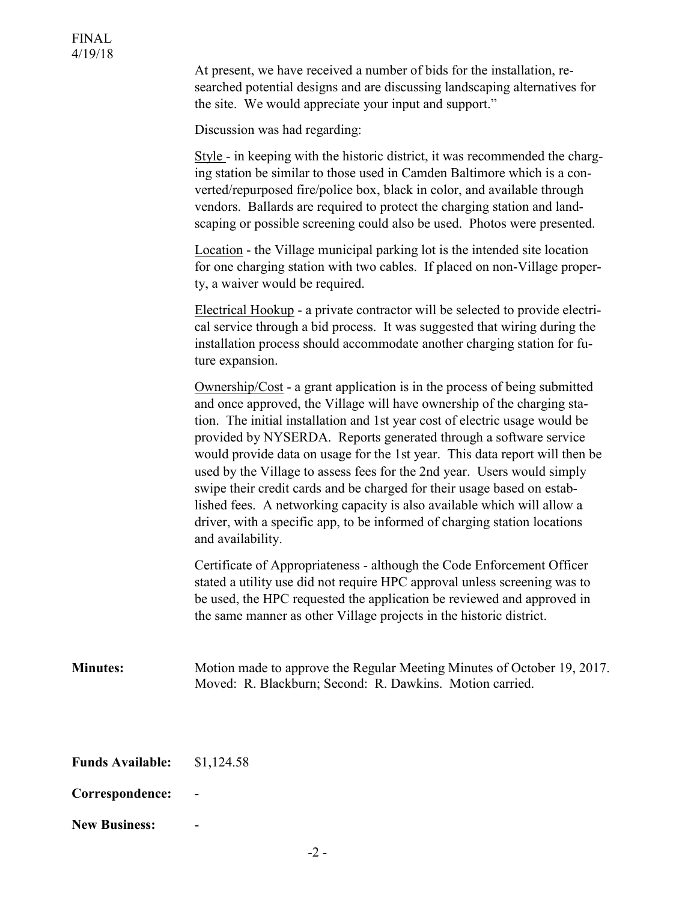At present, we have received a number of bids for the installation, researched potential designs and are discussing landscaping alternatives for the site. We would appreciate your input and support."

Discussion was had regarding:

Style - in keeping with the historic district, it was recommended the charging station be similar to those used in Camden Baltimore which is a converted/repurposed fire/police box, black in color, and available through vendors. Ballards are required to protect the charging station and landscaping or possible screening could also be used. Photos were presented.

Location - the Village municipal parking lot is the intended site location for one charging station with two cables. If placed on non-Village property, a waiver would be required.

Electrical Hookup - a private contractor will be selected to provide electrical service through a bid process. It was suggested that wiring during the installation process should accommodate another charging station for future expansion.

Ownership/Cost - a grant application is in the process of being submitted and once approved, the Village will have ownership of the charging station. The initial installation and 1st year cost of electric usage would be provided by NYSERDA. Reports generated through a software service would provide data on usage for the 1st year. This data report will then be used by the Village to assess fees for the 2nd year. Users would simply swipe their credit cards and be charged for their usage based on established fees. A networking capacity is also available which will allow a driver, with a specific app, to be informed of charging station locations and availability.

Certificate of Appropriateness - although the Code Enforcement Officer stated a utility use did not require HPC approval unless screening was to be used, the HPC requested the application be reviewed and approved in the same manner as other Village projects in the historic district.

**Minutes:** Motion made to approve the Regular Meeting Minutes of October 19, 2017. Moved: R. Blackburn; Second: R. Dawkins. Motion carried.

**Funds Available:** $1,124.58

**Correspondence:** -

**New Business:** -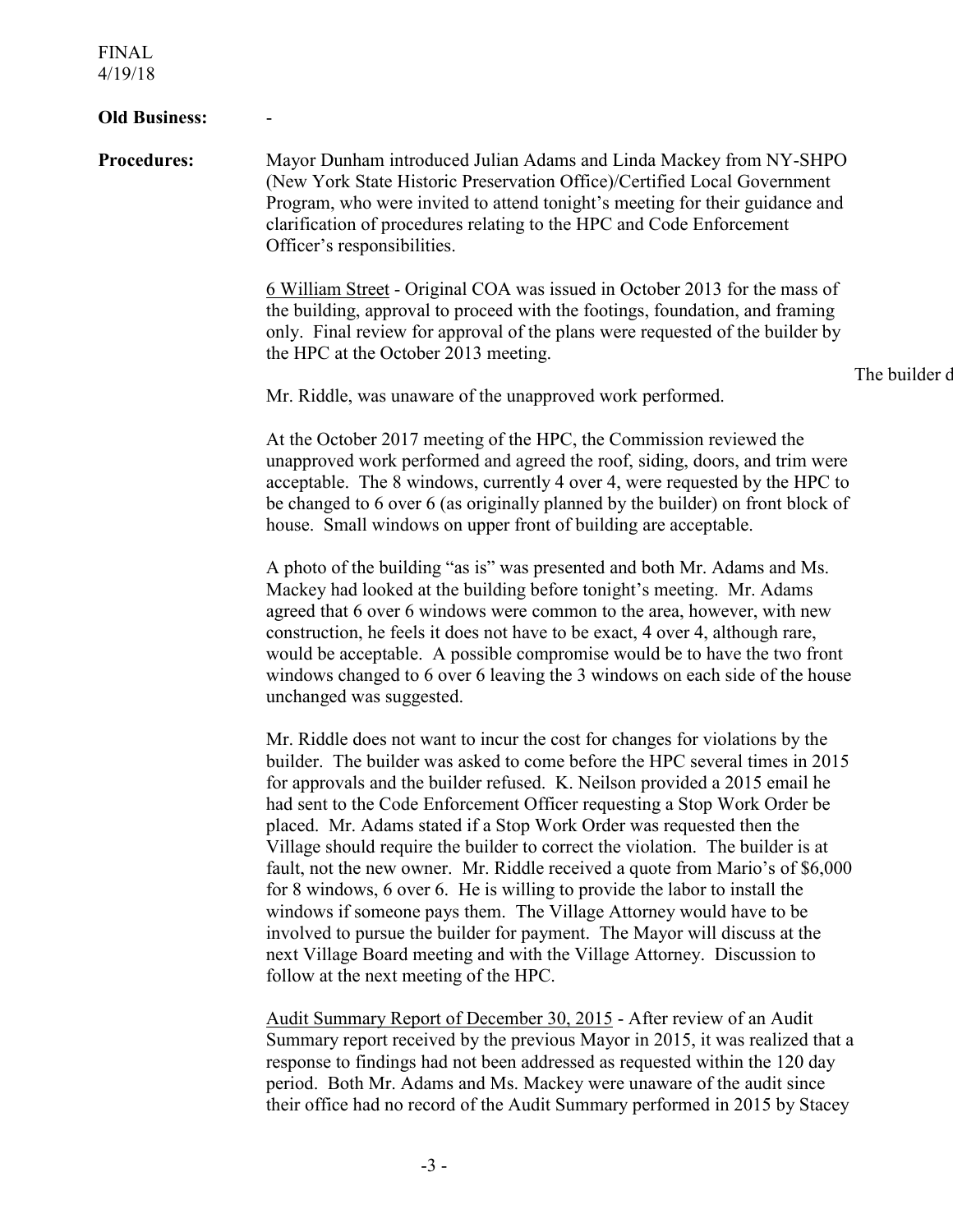FINAL
4/19/18

**Old Business:** -

**Procedures:** Mayor Dunham introduced Julian Adams and Linda Mackey from NY-SHPO (New York State Historic Preservation Office)/Certified Local Government Program, who were invited to attend tonight's meeting for their guidance and clarification of procedures relating to the HPC and Code Enforcement Officer's responsibilities.

6 William Street - Original COA was issued in October 2013 for the mass of the building, approval to proceed with the footings, foundation, and framing only. Final review for approval of the plans were requested of the builder by the HPC at the October 2013 meeting.

The builder d

Mr. Riddle, was unaware of the unapproved work performed.

At the October 2017 meeting of the HPC, the Commission reviewed the unapproved work performed and agreed the roof, siding, doors, and trim were acceptable. The 8 windows, currently 4 over 4, were requested by the HPC to be changed to 6 over 6 (as originally planned by the builder) on front block of house. Small windows on upper front of building are acceptable.

A photo of the building "as is" was presented and both Mr. Adams and Ms. Mackey had looked at the building before tonight's meeting. Mr. Adams agreed that 6 over 6 windows were common to the area, however, with new construction, he feels it does not have to be exact, 4 over 4, although rare, would be acceptable. A possible compromise would be to have the two front windows changed to 6 over 6 leaving the 3 windows on each side of the house unchanged was suggested.

Mr. Riddle does not want to incur the cost for changes for violations by the builder. The builder was asked to come before the HPC several times in 2015 for approvals and the builder refused. K. Neilson provided a 2015 email he had sent to the Code Enforcement Officer requesting a Stop Work Order be placed. Mr. Adams stated if a Stop Work Order was requested then the Village should require the builder to correct the violation. The builder is at fault, not the new owner. Mr. Riddle received a quote from Mario's of $6,000 for 8 windows, 6 over 6. He is willing to provide the labor to install the windows if someone pays them. The Village Attorney would have to be involved to pursue the builder for payment. The Mayor will discuss at the next Village Board meeting and with the Village Attorney. Discussion to follow at the next meeting of the HPC.

Audit Summary Report of December 30, 2015 - After review of an Audit Summary report received by the previous Mayor in 2015, it was realized that a response to findings had not been addressed as requested within the 120 day period. Both Mr. Adams and Ms. Mackey were unaware of the audit since their office had no record of the Audit Summary performed in 2015 by Stacey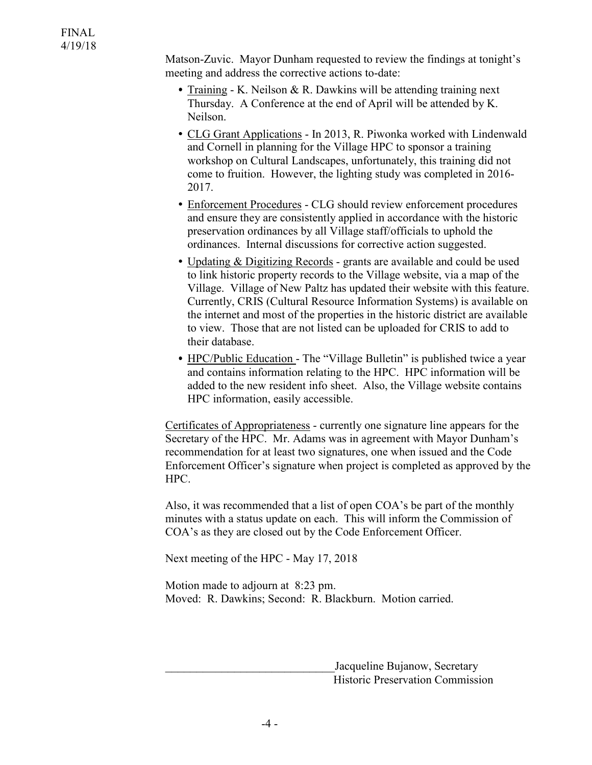Matson-Zuvic. Mayor Dunham requested to review the findings at tonight's meeting and address the corrective actions to-date:

- Training - K. Neilson & R. Dawkins will be attending training next Thursday. A Conference at the end of April will be attended by K. Neilson.
- CLG Grant Applications - In 2013, R. Piwonka worked with Lindenwald and Cornell in planning for the Village HPC to sponsor a training workshop on Cultural Landscapes, unfortunately, this training did not come to fruition. However, the lighting study was completed in 2016-2017.
- Enforcement Procedures - CLG should review enforcement procedures and ensure they are consistently applied in accordance with the historic preservation ordinances by all Village staff/officials to uphold the ordinances. Internal discussions for corrective action suggested.
- Updating & Digitizing Records - grants are available and could be used to link historic property records to the Village website, via a map of the Village. Village of New Paltz has updated their website with this feature. Currently, CRIS (Cultural Resource Information Systems) is available on the internet and most of the properties in the historic district are available to view. Those that are not listed can be uploaded for CRIS to add to their database.
- HPC/Public Education - The "Village Bulletin" is published twice a year and contains information relating to the HPC. HPC information will be added to the new resident info sheet. Also, the Village website contains HPC information, easily accessible.

Certificates of Appropriateness - currently one signature line appears for the Secretary of the HPC. Mr. Adams was in agreement with Mayor Dunham's recommendation for at least two signatures, one when issued and the Code Enforcement Officer's signature when project is completed as approved by the HPC.

Also, it was recommended that a list of open COA's be part of the monthly minutes with a status update on each. This will inform the Commission of COA's as they are closed out by the Code Enforcement Officer.

Next meeting of the HPC - May 17, 2018

Motion made to adjourn at 8:23 pm.
Moved: R. Dawkins; Second: R. Blackburn. Motion carried.

_____________________________Jacqueline Bujanow, Secretary
Historic Preservation Commission